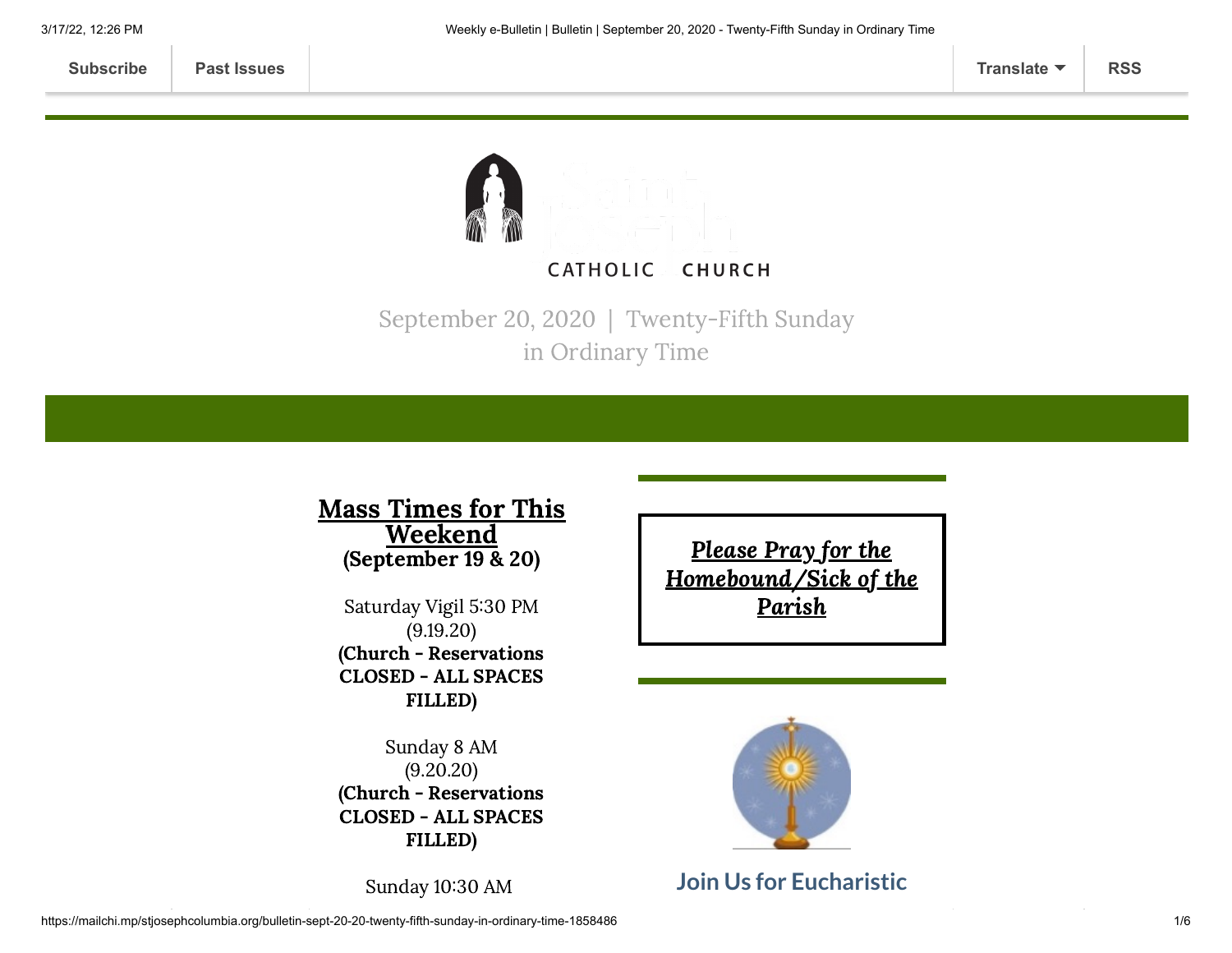Subscribe | Past Issues | Translate | RSS

CATHOLIC CHURCH

September 20, 2020 | Twenty-Fifth Sunday in Ordinary Time

## Mass Times for This Weekend
**(September 19 & 20)**

Saturday Vigil 5:30 PM
(9.19.20)
**(Church - Reservations CLOSED - ALL SPACES FILLED)**

Sunday 8 AM
(9.20.20)
**(Church - Reservations CLOSED - ALL SPACES FILLED)**

Sunday 10:30 AM

***Please Pray for the Homebound/Sick of the Parish***

## Join Us for Eucharistic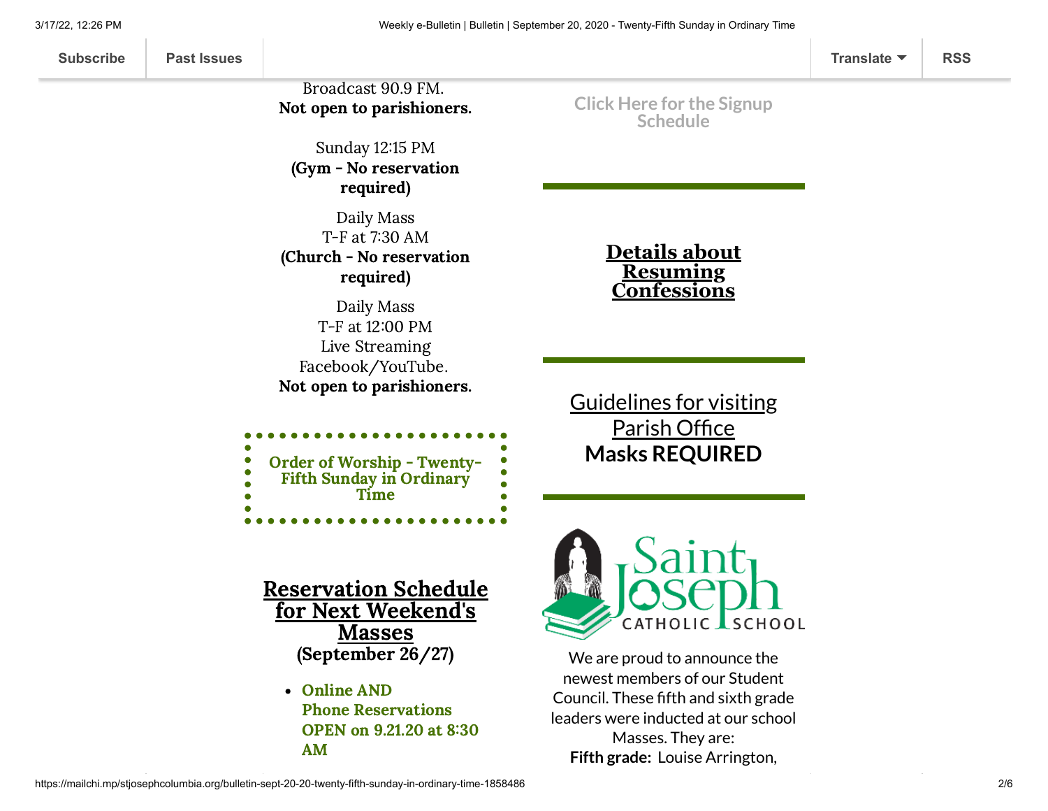Broadcast 90.9 FM.
**Not open to parishioners.**

Sunday 12:15 PM
**(Gym - No reservation required)**

Daily Mass
T-F at 7:30 AM
**(Church - No reservation required)**

Daily Mass
T-F at 12:00 PM
Live Streaming
Facebook/YouTube.
**Not open to parishioners.**

**Order of Worship - Twenty-Fifth Sunday in Ordinary Time**

## Reservation Schedule for Next Weekend's Masses
**(September 26/27)**

- **Online AND Phone Reservations OPEN on 9.21.20 at 8:30 AM**

Click Here for the Signup Schedule

## Details about Resuming Confessions

Guidelines for visiting Parish Office
**Masks REQUIRED**

Saint Joseph CATHOLIC SCHOOL

We are proud to announce the newest members of our Student Council. These fifth and sixth grade leaders were inducted at our school Masses. They are:
**Fifth grade:** Louise Arrington,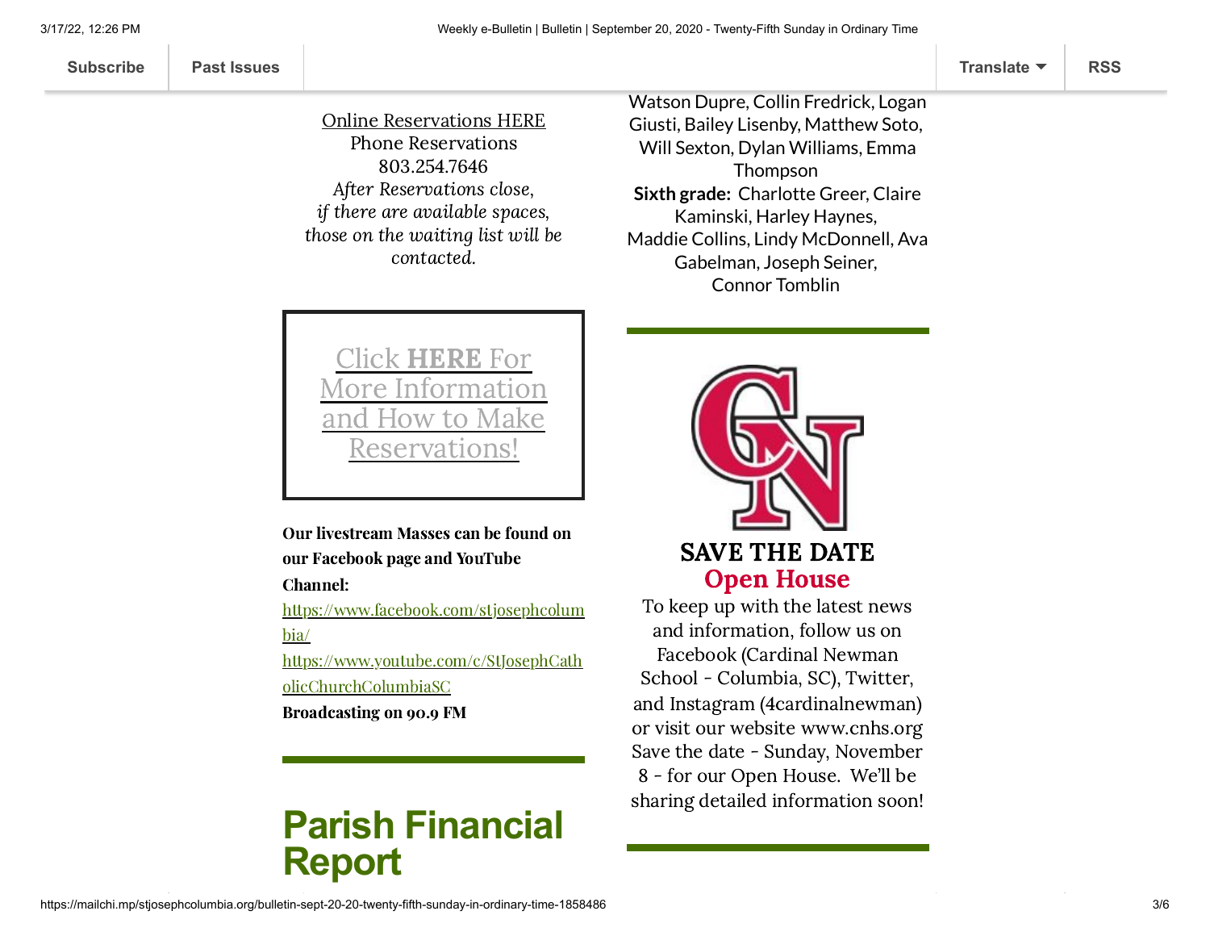Online Reservations HERE
Phone Reservations
803.254.7646
*After Reservations close,*
*if there are available spaces,*
*those on the waiting list will be contacted.*

Click **HERE** For More Information and How to Make Reservations!

**Our livestream Masses can be found on our Facebook page and YouTube Channel:**
https://www.facebook.com/stjosephcolumbia/
https://www.youtube.com/c/StJosephCatholicChurchColumbiaSC
**Broadcasting on 90.9 FM**

# Parish Financial Report

Watson Dupre, Collin Fredrick, Logan Giusti, Bailey Lisenby, Matthew Soto, Will Sexton, Dylan Williams, Emma Thompson
**Sixth grade:** Charlotte Greer, Claire Kaminski, Harley Haynes, Maddie Collins, Lindy McDonnell, Ava Gabelman, Joseph Seiner, Connor Tomblin

**SAVE THE DATE**
**Open House**
To keep up with the latest news and information, follow us on Facebook (Cardinal Newman School - Columbia, SC), Twitter, and Instagram (4cardinalnewman) or visit our website www.cnhs.org Save the date - Sunday, November 8 - for our Open House. We'll be sharing detailed information soon!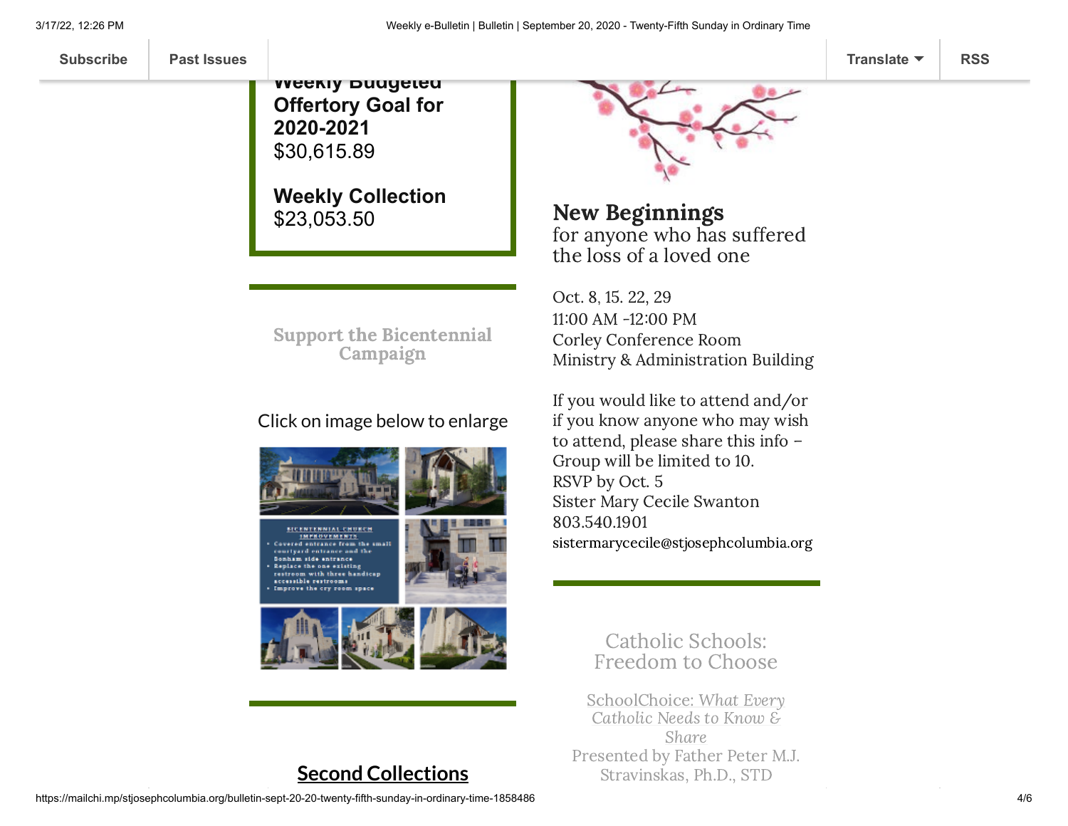**Weekly Budgeted Offertory Goal for 2020-2021**
$30,615.89

**Weekly Collection**
$23,053.50

## Support the Bicentennial Campaign

Click on image below to enlarge

BICENTENNIAL CHURCH IMPROVEMENTS

- Covered entrance from the small courtyard entrance and the Bonham side entrance
- Replace the one existing restroom with three handicap accessible restrooms
- Improve the cry room space

## Second Collections

## New Beginnings

for anyone who has suffered the loss of a loved one

Oct. 8, 15. 22, 29
11:00 AM -12:00 PM
Corley Conference Room
Ministry & Administration Building

If you would like to attend and/or if you know anyone who may wish to attend, please share this info – Group will be limited to 10.
RSVP by Oct. 5
Sister Mary Cecile Swanton
803.540.1901
sistermarycecile@stjosephcolumbia.org

## Catholic Schools: Freedom to Choose

SchoolChoice: *What Every Catholic Needs to Know & Share*
Presented by Father Peter M.J. Stravinskas, Ph.D., STD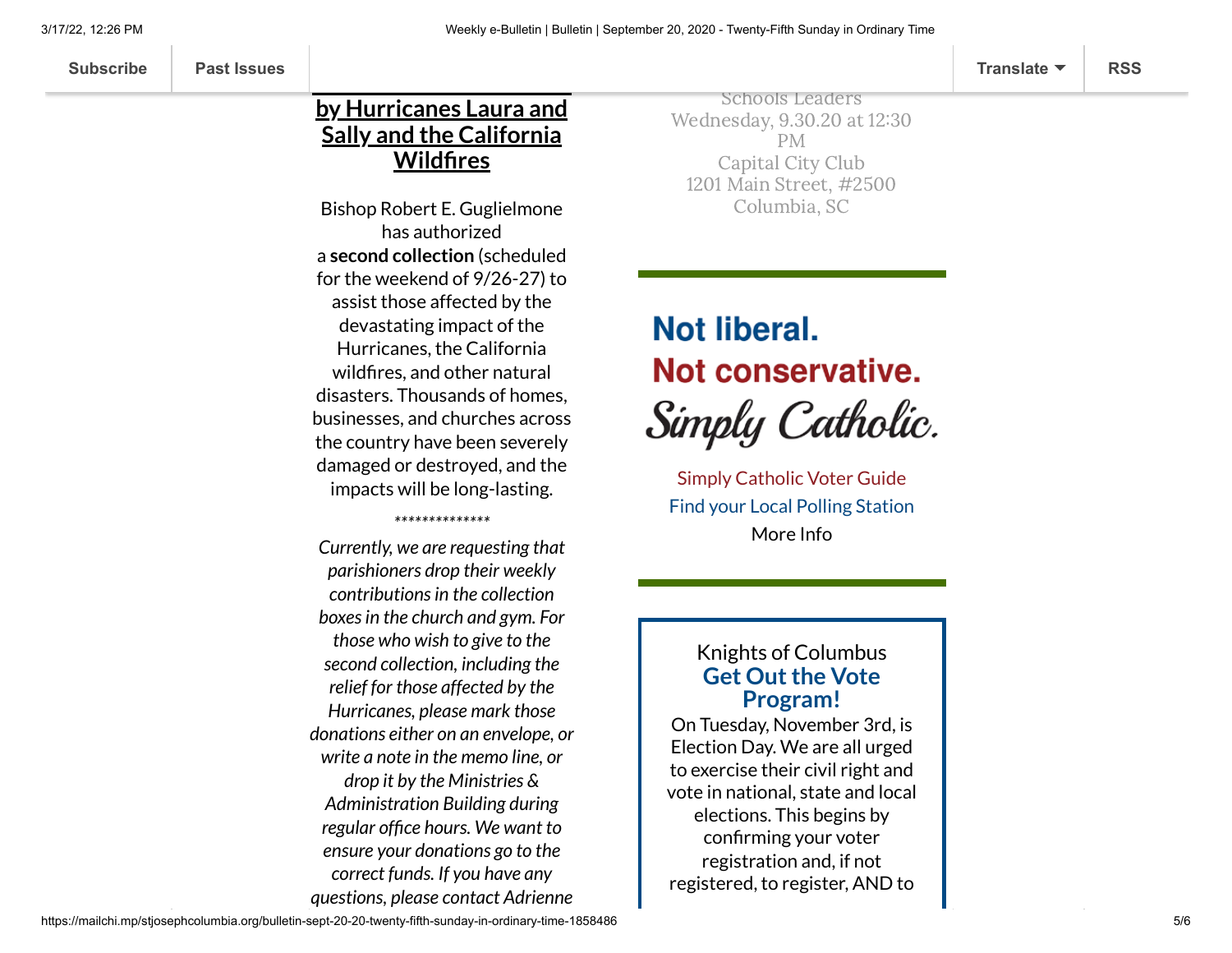## by Hurricanes Laura and Sally and the California Wildfires

Bishop Robert E. Guglielmone has authorized a **second collection** (scheduled for the weekend of 9/26-27) to assist those affected by the devastating impact of the Hurricanes, the California wildfires, and other natural disasters. Thousands of homes, businesses, and churches across the country have been severely damaged or destroyed, and the impacts will be long-lasting.

**************

*Currently, we are requesting that parishioners drop their weekly contributions in the collection boxes in the church and gym. For those who wish to give to the second collection, including the relief for those affected by the Hurricanes, please mark those donations either on an envelope, or write a note in the memo line, or drop it by the Ministries & Administration Building during regular office hours. We want to ensure your donations go to the correct funds. If you have any questions, please contact Adrienne*

Schools Leaders
Wednesday, 9.30.20 at 12:30 PM
Capital City Club
1201 Main Street, #2500
Columbia, SC

**Not liberal.**
**Not conservative.**
*Simply Catholic.*

Simply Catholic Voter Guide
Find your Local Polling Station
More Info

Knights of Columbus
### Get Out the Vote Program!

On Tuesday, November 3rd, is Election Day. We are all urged to exercise their civil right and vote in national, state and local elections. This begins by confirming your voter registration and, if not registered, to register, AND to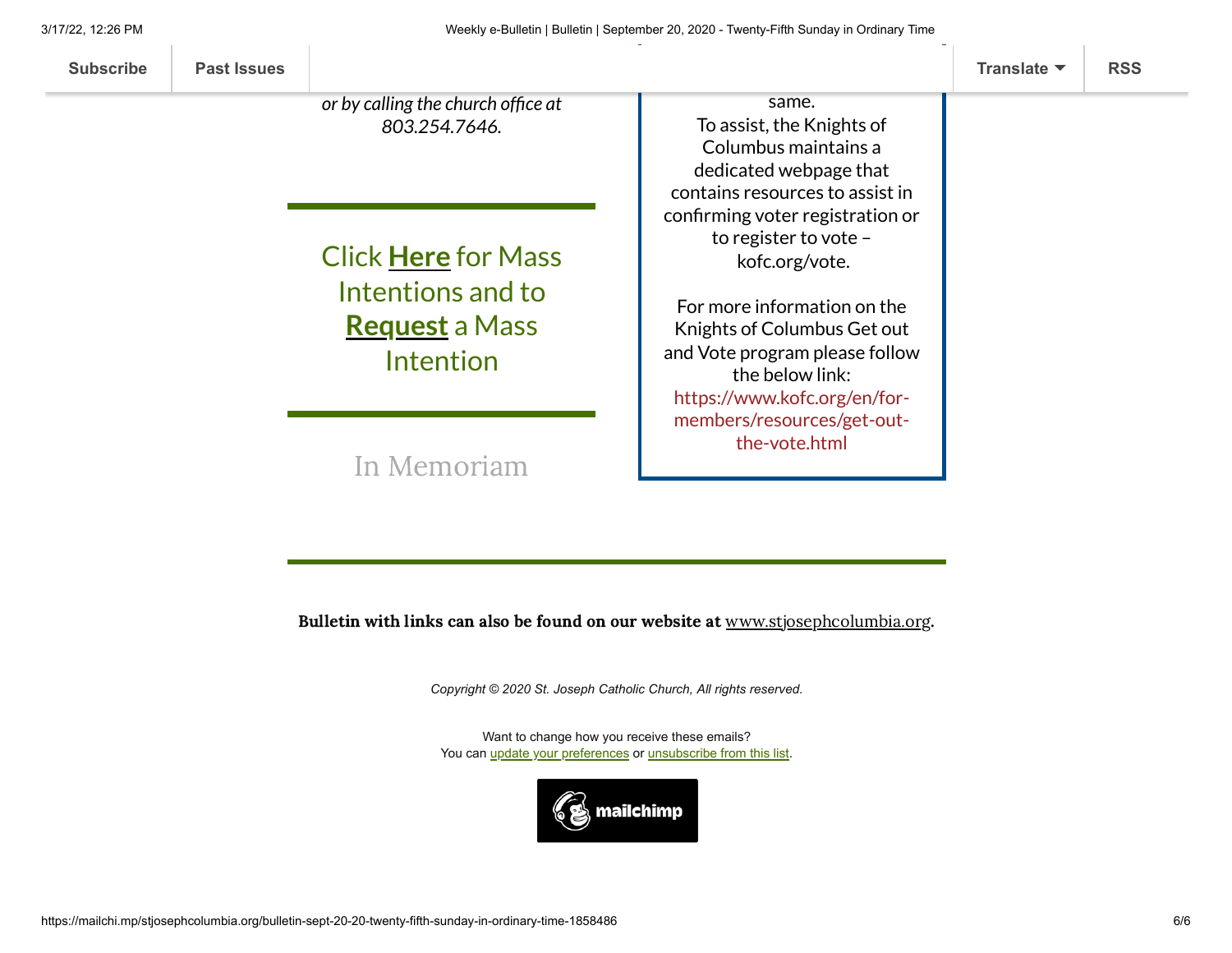*or by calling the church office at 803.254.7646.*

Click **Here** for Mass Intentions and to **Request** a Mass Intention

In Memoriam

same.
To assist, the Knights of Columbus maintains a dedicated webpage that contains resources to assist in confirming voter registration or to register to vote – kofc.org/vote.

For more information on the Knights of Columbus Get out and Vote program please follow the below link:
https://www.kofc.org/en/for-members/resources/get-out-the-vote.html

**Bulletin with links can also be found on our website at** www.stjosephcolumbia.org.

*Copyright © 2020 St. Joseph Catholic Church, All rights reserved.*

Want to change how you receive these emails?
You can update your preferences or unsubscribe from this list.